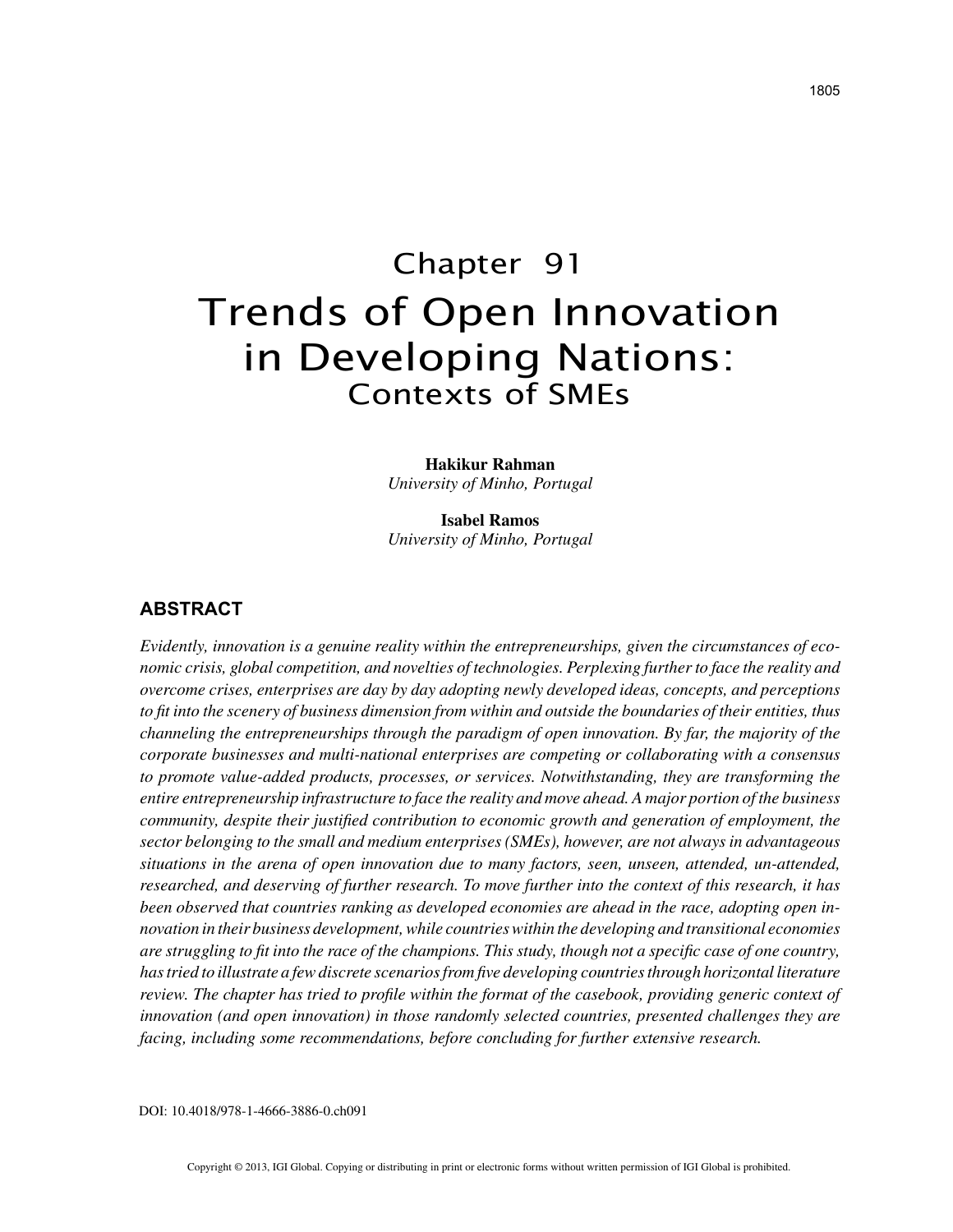# Chapter 91
# Trends of Open Innovation in Developing Nations:
## Contexts of SMEs

**Hakikur Rahman**
*University of Minho, Portugal*

**Isabel Ramos**
*University of Minho, Portugal*

## ABSTRACT

*Evidently, innovation is a genuine reality within the entrepreneurships, given the circumstances of economic crisis, global competition, and novelties of technologies. Perplexing further to face the reality and overcome crises, enterprises are day by day adopting newly developed ideas, concepts, and perceptions to fit into the scenery of business dimension from within and outside the boundaries of their entities, thus channeling the entrepreneurships through the paradigm of open innovation. By far, the majority of the corporate businesses and multi-national enterprises are competing or collaborating with a consensus to promote value-added products, processes, or services. Notwithstanding, they are transforming the entire entrepreneurship infrastructure to face the reality and move ahead. A major portion of the business community, despite their justified contribution to economic growth and generation of employment, the sector belonging to the small and medium enterprises (SMEs), however, are not always in advantageous situations in the arena of open innovation due to many factors, seen, unseen, attended, un-attended, researched, and deserving of further research. To move further into the context of this research, it has been observed that countries ranking as developed economies are ahead in the race, adopting open innovation in their business development, while countries within the developing and transitional economies are struggling to fit into the race of the champions. This study, though not a specific case of one country, has tried to illustrate a few discrete scenarios from five developing countries through horizontal literature review. The chapter has tried to profile within the format of the casebook, providing generic context of innovation (and open innovation) in those randomly selected countries, presented challenges they are facing, including some recommendations, before concluding for further extensive research.*

DOI: 10.4018/978-1-4666-3886-0.ch091

Copyright © 2013, IGI Global. Copying or distributing in print or electronic forms without written permission of IGI Global is prohibited.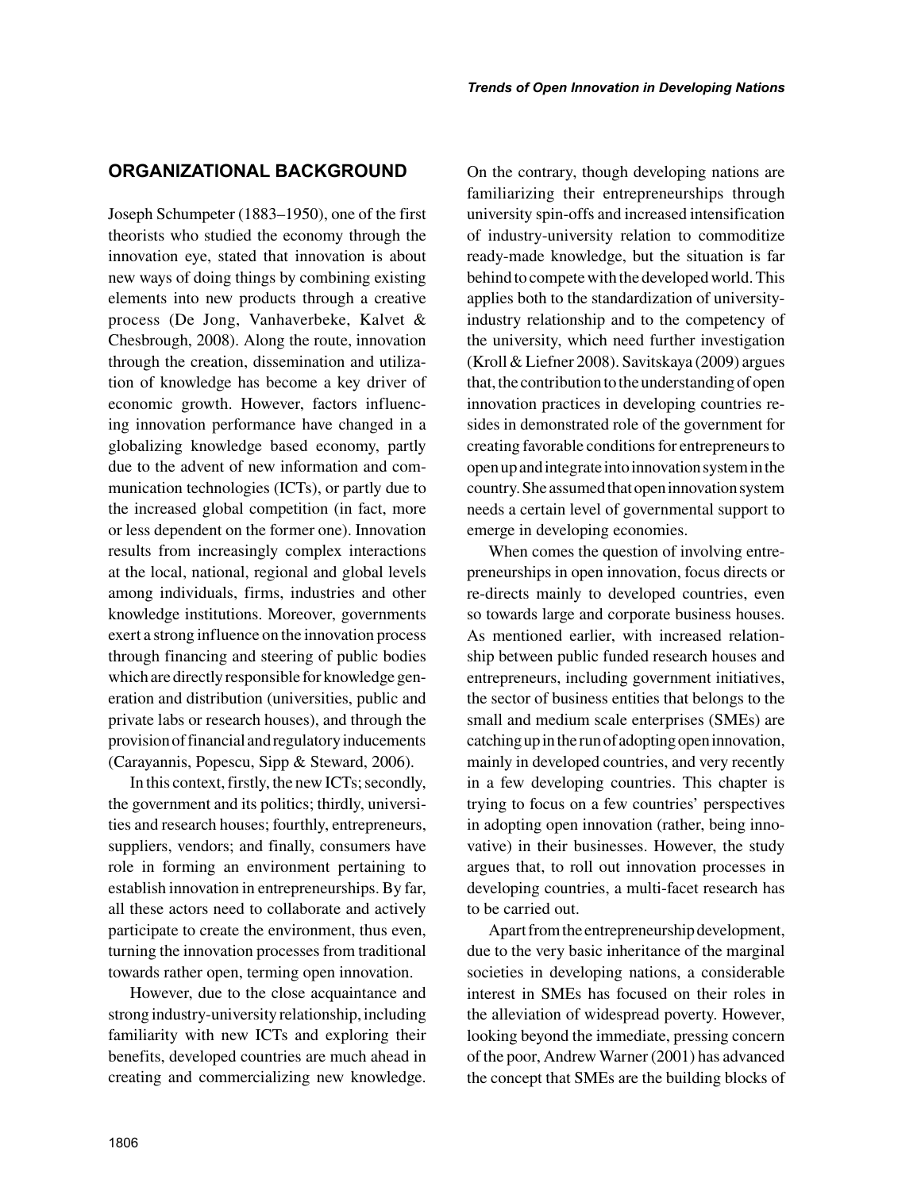## ORGANIZATIONAL BACKGROUND

Joseph Schumpeter (1883–1950), one of the first theorists who studied the economy through the innovation eye, stated that innovation is about new ways of doing things by combining existing elements into new products through a creative process (De Jong, Vanhaverbeke, Kalvet & Chesbrough, 2008). Along the route, innovation through the creation, dissemination and utilization of knowledge has become a key driver of economic growth. However, factors influencing innovation performance have changed in a globalizing knowledge based economy, partly due to the advent of new information and communication technologies (ICTs), or partly due to the increased global competition (in fact, more or less dependent on the former one). Innovation results from increasingly complex interactions at the local, national, regional and global levels among individuals, firms, industries and other knowledge institutions. Moreover, governments exert a strong influence on the innovation process through financing and steering of public bodies which are directly responsible for knowledge generation and distribution (universities, public and private labs or research houses), and through the provision of financial and regulatory inducements (Carayannis, Popescu, Sipp & Steward, 2006).

In this context, firstly, the new ICTs; secondly, the government and its politics; thirdly, universities and research houses; fourthly, entrepreneurs, suppliers, vendors; and finally, consumers have role in forming an environment pertaining to establish innovation in entrepreneurships. By far, all these actors need to collaborate and actively participate to create the environment, thus even, turning the innovation processes from traditional towards rather open, terming open innovation.

However, due to the close acquaintance and strong industry-university relationship, including familiarity with new ICTs and exploring their benefits, developed countries are much ahead in creating and commercializing new knowledge. On the contrary, though developing nations are familiarizing their entrepreneurships through university spin-offs and increased intensification of industry-university relation to commoditize ready-made knowledge, but the situation is far behind to compete with the developed world. This applies both to the standardization of university-industry relationship and to the competency of the university, which need further investigation (Kroll & Liefner 2008). Savitskaya (2009) argues that, the contribution to the understanding of open innovation practices in developing countries resides in demonstrated role of the government for creating favorable conditions for entrepreneurs to open up and integrate into innovation system in the country. She assumed that open innovation system needs a certain level of governmental support to emerge in developing economies.

When comes the question of involving entrepreneurships in open innovation, focus directs or re-directs mainly to developed countries, even so towards large and corporate business houses. As mentioned earlier, with increased relationship between public funded research houses and entrepreneurs, including government initiatives, the sector of business entities that belongs to the small and medium scale enterprises (SMEs) are catching up in the run of adopting open innovation, mainly in developed countries, and very recently in a few developing countries. This chapter is trying to focus on a few countries' perspectives in adopting open innovation (rather, being innovative) in their businesses. However, the study argues that, to roll out innovation processes in developing countries, a multi-facet research has to be carried out.

Apart from the entrepreneurship development, due to the very basic inheritance of the marginal societies in developing nations, a considerable interest in SMEs has focused on their roles in the alleviation of widespread poverty. However, looking beyond the immediate, pressing concern of the poor, Andrew Warner (2001) has advanced the concept that SMEs are the building blocks of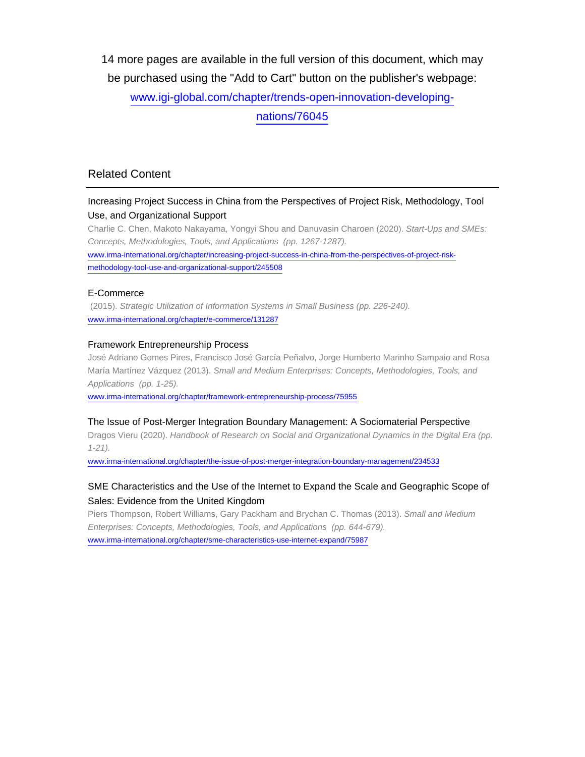14 more pages are available in the full version of this document, which may be purchased using the "Add to Cart" button on the publisher's webpage: [www.igi-global.com/chapter/trends-open-innovation-developing-nations/76045](www.igi-global.com/chapter/trends-open-innovation-developing-nations/76045)

## Related Content

### Increasing Project Success in China from the Perspectives of Project Risk, Methodology, Tool Use, and Organizational Support

Charlie C. Chen, Makoto Nakayama, Yongyi Shou and Danuvasin Charoen (2020). *Start-Ups and SMEs: Concepts, Methodologies, Tools, and Applications (pp. 1267-1287).*

[www.irma-international.org/chapter/increasing-project-success-in-china-from-the-perspectives-of-project-risk-methodology-tool-use-and-organizational-support/245508](www.irma-international.org/chapter/increasing-project-success-in-china-from-the-perspectives-of-project-risk-methodology-tool-use-and-organizational-support/245508)

### E-Commerce

(2015). *Strategic Utilization of Information Systems in Small Business (pp. 226-240).*

[www.irma-international.org/chapter/e-commerce/131287](www.irma-international.org/chapter/e-commerce/131287)

### Framework Entrepreneurship Process

José Adriano Gomes Pires, Francisco José García Peñalvo, Jorge Humberto Marinho Sampaio and Rosa María Martínez Vázquez (2013). *Small and Medium Enterprises: Concepts, Methodologies, Tools, and Applications (pp. 1-25).*

[www.irma-international.org/chapter/framework-entrepreneurship-process/75955](www.irma-international.org/chapter/framework-entrepreneurship-process/75955)

### The Issue of Post-Merger Integration Boundary Management: A Sociomaterial Perspective

Dragos Vieru (2020). *Handbook of Research on Social and Organizational Dynamics in the Digital Era (pp. 1-21).*

[www.irma-international.org/chapter/the-issue-of-post-merger-integration-boundary-management/234533](www.irma-international.org/chapter/the-issue-of-post-merger-integration-boundary-management/234533)

### SME Characteristics and the Use of the Internet to Expand the Scale and Geographic Scope of Sales: Evidence from the United Kingdom

Piers Thompson, Robert Williams, Gary Packham and Brychan C. Thomas (2013). *Small and Medium Enterprises: Concepts, Methodologies, Tools, and Applications (pp. 644-679).*

[www.irma-international.org/chapter/sme-characteristics-use-internet-expand/75987](www.irma-international.org/chapter/sme-characteristics-use-internet-expand/75987)